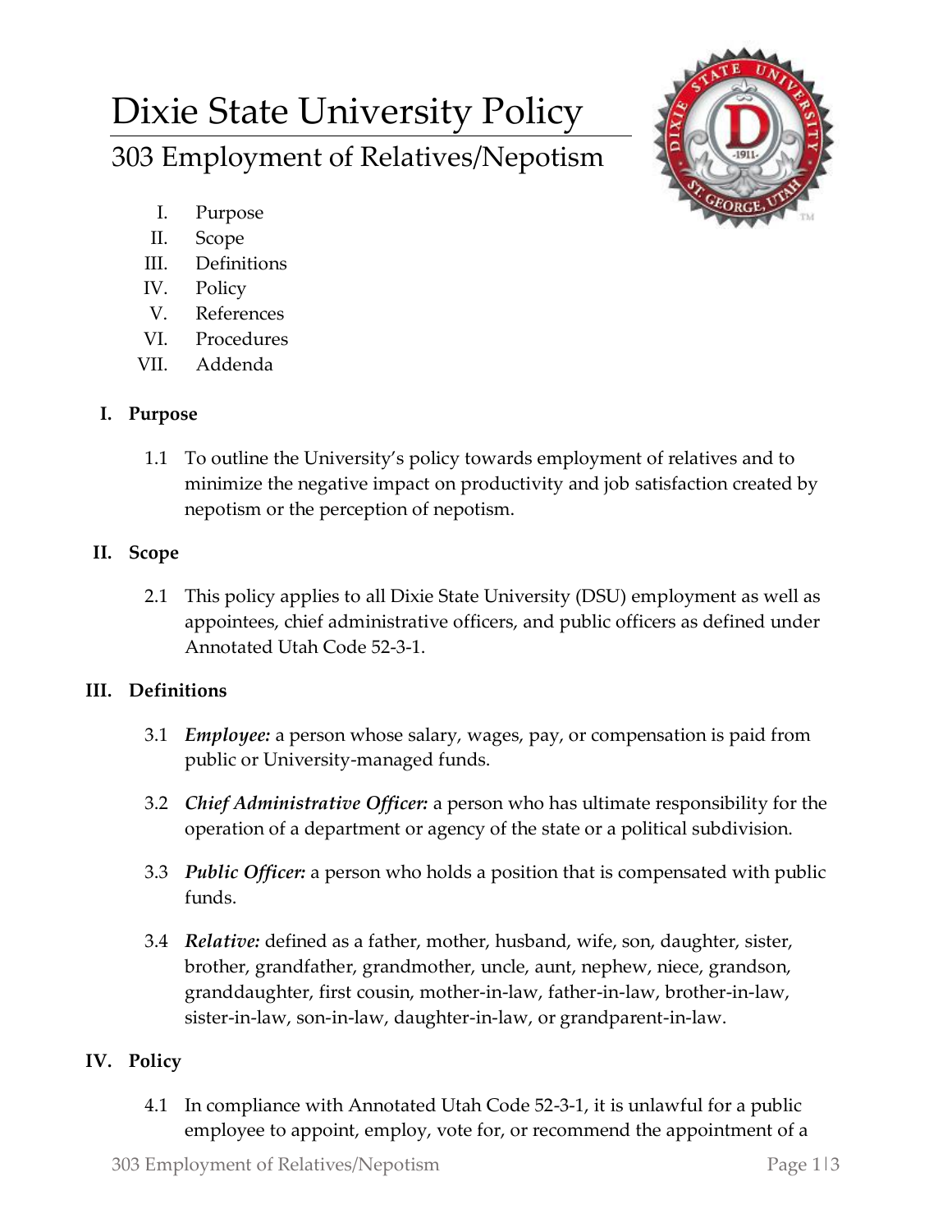# Dixie State University Policy

## 303 Employment of Relatives/Nepotism

I. Purpose
II. Scope
III. Definitions
IV. Policy
V. References
VI. Procedures
VII. Addenda

### I. Purpose

1.1 To outline the University's policy towards employment of relatives and to minimize the negative impact on productivity and job satisfaction created by nepotism or the perception of nepotism.

### II. Scope

2.1 This policy applies to all Dixie State University (DSU) employment as well as appointees, chief administrative officers, and public officers as defined under Annotated Utah Code 52-3-1.

### III. Definitions

3.1 ***Employee:*** a person whose salary, wages, pay, or compensation is paid from public or University-managed funds.

3.2 ***Chief Administrative Officer:*** a person who has ultimate responsibility for the operation of a department or agency of the state or a political subdivision.

3.3 ***Public Officer:*** a person who holds a position that is compensated with public funds.

3.4 ***Relative:*** defined as a father, mother, husband, wife, son, daughter, sister, brother, grandfather, grandmother, uncle, aunt, nephew, niece, grandson, granddaughter, first cousin, mother-in-law, father-in-law, brother-in-law, sister-in-law, son-in-law, daughter-in-law, or grandparent-in-law.

### IV. Policy

4.1 In compliance with Annotated Utah Code 52-3-1, it is unlawful for a public employee to appoint, employ, vote for, or recommend the appointment of a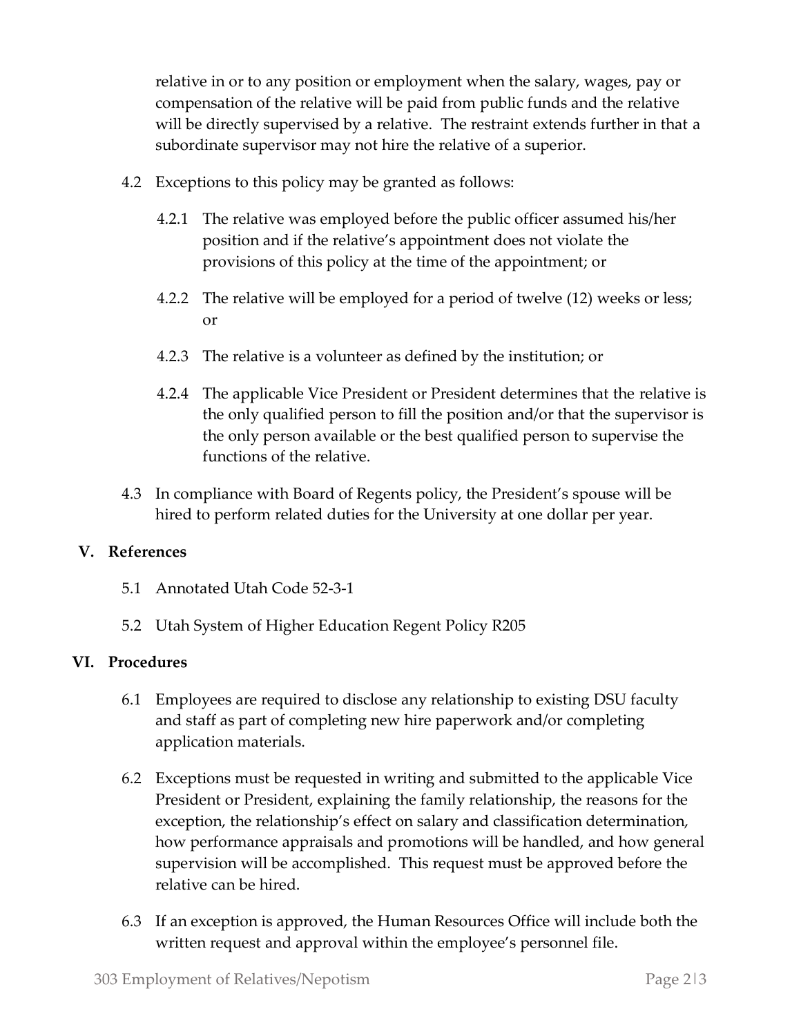relative in or to any position or employment when the salary, wages, pay or compensation of the relative will be paid from public funds and the relative will be directly supervised by a relative. The restraint extends further in that a subordinate supervisor may not hire the relative of a superior.

4.2 Exceptions to this policy may be granted as follows:

4.2.1 The relative was employed before the public officer assumed his/her position and if the relative's appointment does not violate the provisions of this policy at the time of the appointment; or

4.2.2 The relative will be employed for a period of twelve (12) weeks or less; or

4.2.3 The relative is a volunteer as defined by the institution; or

4.2.4 The applicable Vice President or President determines that the relative is the only qualified person to fill the position and/or that the supervisor is the only person available or the best qualified person to supervise the functions of the relative.

4.3 In compliance with Board of Regents policy, the President's spouse will be hired to perform related duties for the University at one dollar per year.

## V. References

5.1 Annotated Utah Code 52-3-1

5.2 Utah System of Higher Education Regent Policy R205

## VI. Procedures

6.1 Employees are required to disclose any relationship to existing DSU faculty and staff as part of completing new hire paperwork and/or completing application materials.

6.2 Exceptions must be requested in writing and submitted to the applicable Vice President or President, explaining the family relationship, the reasons for the exception, the relationship's effect on salary and classification determination, how performance appraisals and promotions will be handled, and how general supervision will be accomplished. This request must be approved before the relative can be hired.

6.3 If an exception is approved, the Human Resources Office will include both the written request and approval within the employee's personnel file.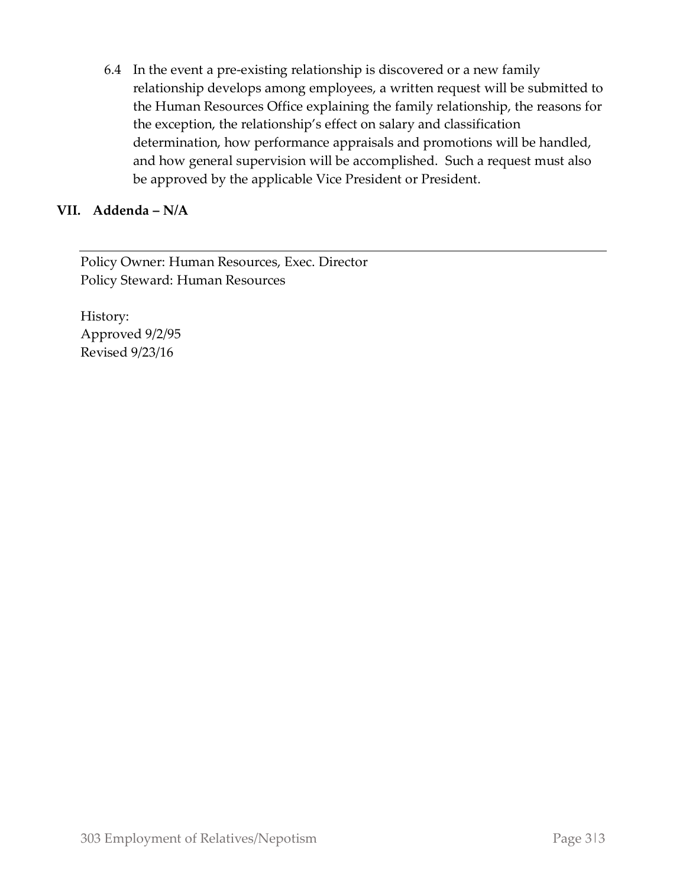6.4 In the event a pre-existing relationship is discovered or a new family relationship develops among employees, a written request will be submitted to the Human Resources Office explaining the family relationship, the reasons for the exception, the relationship's effect on salary and classification determination, how performance appraisals and promotions will be handled, and how general supervision will be accomplished. Such a request must also be approved by the applicable Vice President or President.

## VII. Addenda – N/A

---

Policy Owner: Human Resources, Exec. Director
Policy Steward: Human Resources

History:
Approved 9/2/95
Revised 9/23/16